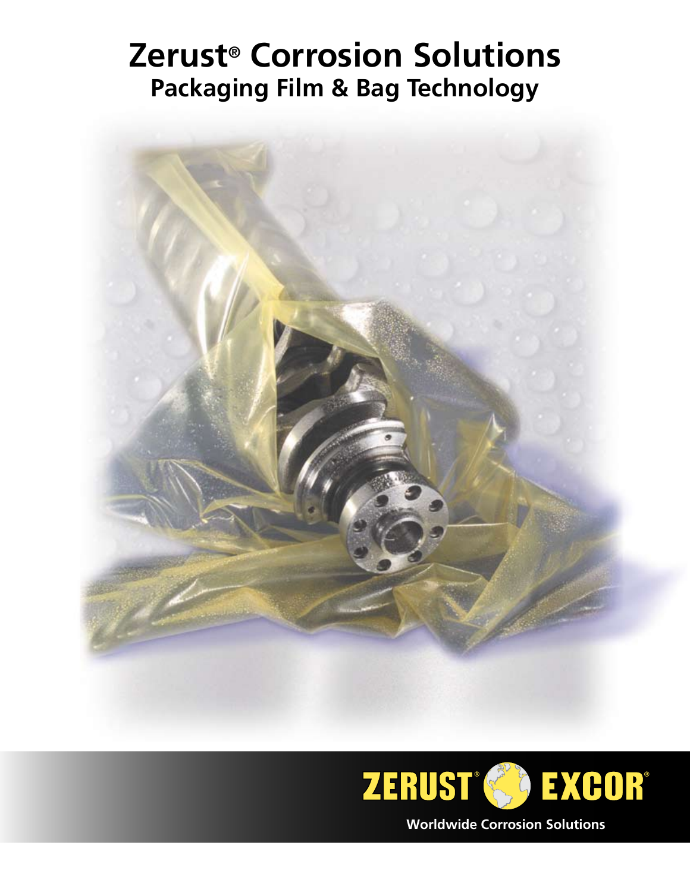# Zerust® Corrosion Solutions

## Packaging Film & Bag Technology

ZERUST® EXCOR®

Worldwide Corrosion Solutions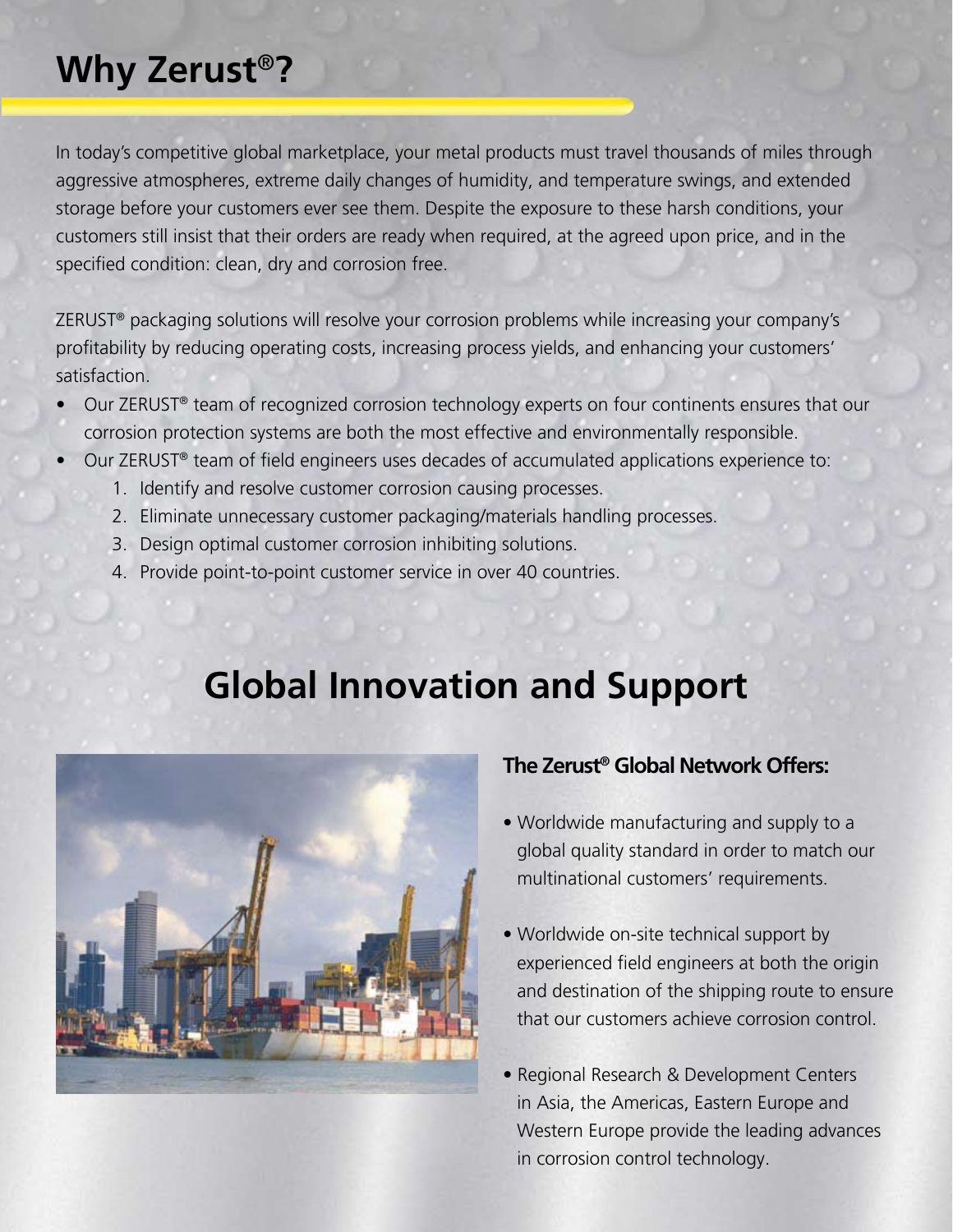# Why Zerust®?

In today's competitive global marketplace, your metal products must travel thousands of miles through aggressive atmospheres, extreme daily changes of humidity, and temperature swings, and extended storage before your customers ever see them. Despite the exposure to these harsh conditions, your customers still insist that their orders are ready when required, at the agreed upon price, and in the specified condition: clean, dry and corrosion free.

ZERUST® packaging solutions will resolve your corrosion problems while increasing your company's profitability by reducing operating costs, increasing process yields, and enhancing your customers' satisfaction.

- Our ZERUST® team of recognized corrosion technology experts on four continents ensures that our corrosion protection systems are both the most effective and environmentally responsible.
- Our ZERUST® team of field engineers uses decades of accumulated applications experience to:
  1. Identify and resolve customer corrosion causing processes.
  2. Eliminate unnecessary customer packaging/materials handling processes.
  3. Design optimal customer corrosion inhibiting solutions.
  4. Provide point-to-point customer service in over 40 countries.

# Global Innovation and Support

### The Zerust® Global Network Offers:

- Worldwide manufacturing and supply to a global quality standard in order to match our multinational customers' requirements.
- Worldwide on-site technical support by experienced field engineers at both the origin and destination of the shipping route to ensure that our customers achieve corrosion control.
- Regional Research & Development Centers in Asia, the Americas, Eastern Europe and Western Europe provide the leading advances in corrosion control technology.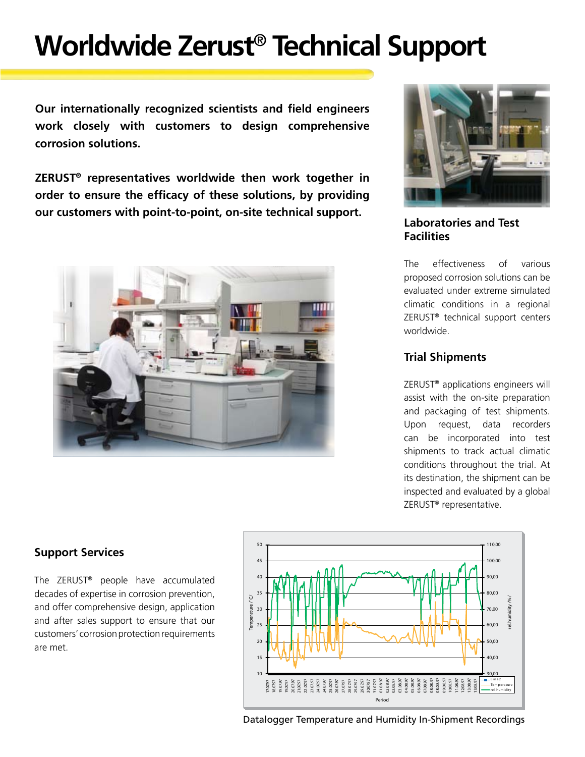# Worldwide Zerust® Technical Support

**Our internationally recognized scientists and field engineers work closely with customers to design comprehensive corrosion solutions.**

**ZERUST® representatives worldwide then work together in order to ensure the efficacy of these solutions, by providing our customers with point-to-point, on-site technical support.**

### Laboratories and Test Facilities

The effectiveness of various proposed corrosion solutions can be evaluated under extreme simulated climatic conditions in a regional ZERUST® technical support centers worldwide.

### Trial Shipments

ZERUST® applications engineers will assist with the on-site preparation and packaging of test shipments. Upon request, data recorders can be incorporated into test shipments to track actual climatic conditions throughout the trial. At its destination, the shipment can be inspected and evaluated by a global ZERUST® representative.

### Support Services

The ZERUST® people have accumulated decades of expertise in corrosion prevention, and offer comprehensive design, application and after sales support to ensure that our customers' corrosion protection requirements are met.

Datalogger Temperature and Humidity In-Shipment Recordings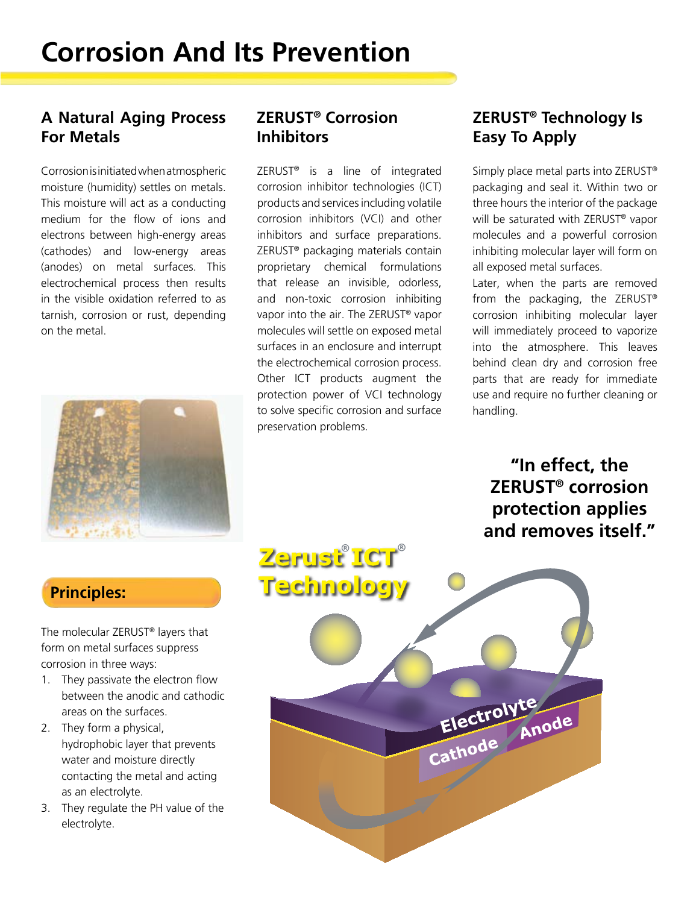# Corrosion And Its Prevention

## A Natural Aging Process For Metals

Corrosion is initiated when atmospheric moisture (humidity) settles on metals. This moisture will act as a conducting medium for the flow of ions and electrons between high-energy areas (cathodes) and low-energy areas (anodes) on metal surfaces. This electrochemical process then results in the visible oxidation referred to as tarnish, corrosion or rust, depending on the metal.

## ZERUST® Corrosion Inhibitors

ZERUST® is a line of integrated corrosion inhibitor technologies (ICT) products and services including volatile corrosion inhibitors (VCI) and other inhibitors and surface preparations. ZERUST® packaging materials contain proprietary chemical formulations that release an invisible, odorless, and non-toxic corrosion inhibiting vapor into the air. The ZERUST® vapor molecules will settle on exposed metal surfaces in an enclosure and interrupt the electrochemical corrosion process. Other ICT products augment the protection power of VCI technology to solve specific corrosion and surface preservation problems.

## ZERUST® Technology Is Easy To Apply

Simply place metal parts into ZERUST® packaging and seal it. Within two or three hours the interior of the package will be saturated with ZERUST® vapor molecules and a powerful corrosion inhibiting molecular layer will form on all exposed metal surfaces.

Later, when the parts are removed from the packaging, the ZERUST® corrosion inhibiting molecular layer will immediately proceed to vaporize into the atmosphere. This leaves behind clean dry and corrosion free parts that are ready for immediate use and require no further cleaning or handling.

**"In effect, the ZERUST® corrosion protection applies and removes itself."**

## Principles:

The molecular ZERUST® layers that form on metal surfaces suppress corrosion in three ways:

1. They passivate the electron flow between the anodic and cathodic areas on the surfaces.
2. They form a physical, hydrophobic layer that prevents water and moisture directly contacting the metal and acting as an electrolyte.
3. They regulate the PH value of the electrolyte.

**Zerust® ICT® Technology**

Electrolyte

Cathode

Anode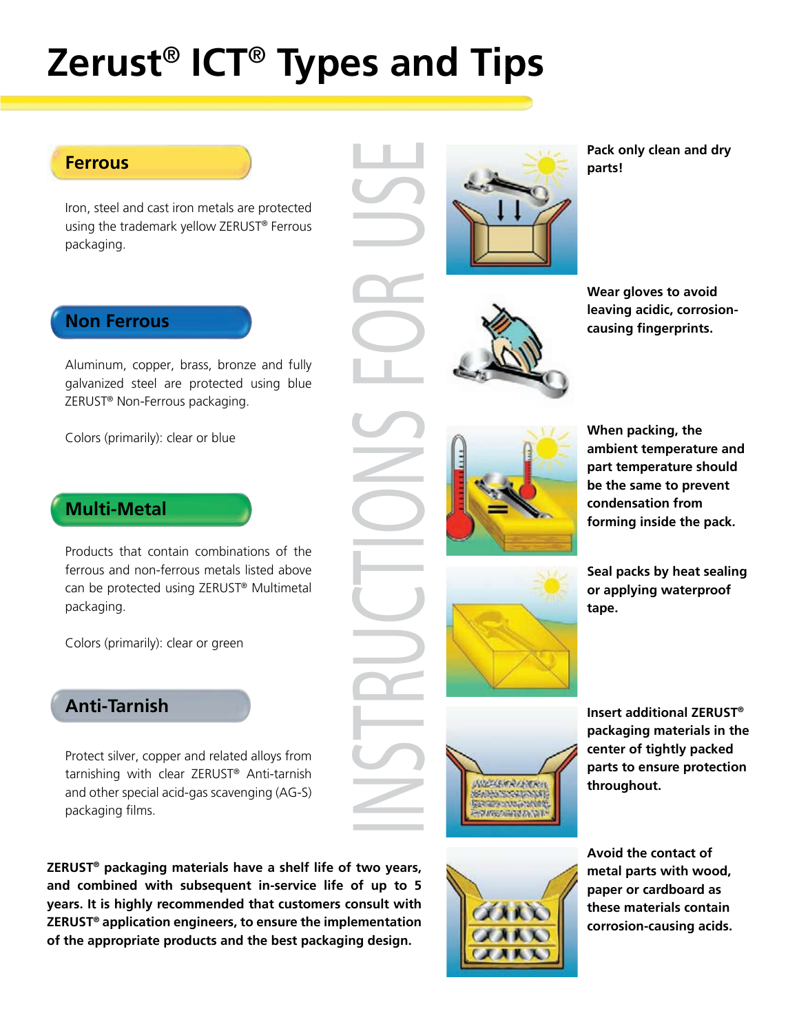# Zerust® ICT® Types and Tips

## Ferrous

Iron, steel and cast iron metals are protected using the trademark yellow ZERUST® Ferrous packaging.

## Non Ferrous

Aluminum, copper, brass, bronze and fully galvanized steel are protected using blue ZERUST® Non-Ferrous packaging.

Colors (primarily): clear or blue

## Multi-Metal

Products that contain combinations of the ferrous and non-ferrous metals listed above can be protected using ZERUST® Multimetal packaging.

Colors (primarily): clear or green

## Anti-Tarnish

Protect silver, copper and related alloys from tarnishing with clear ZERUST® Anti-tarnish and other special acid-gas scavenging (AG-S) packaging films.

**ZERUST® packaging materials have a shelf life of two years, and combined with subsequent in-service life of up to 5 years. It is highly recommended that customers consult with ZERUST® application engineers, to ensure the implementation of the appropriate products and the best packaging design.**

## INSTRUCTIONS FOR USE

**Pack only clean and dry parts!**

**Wear gloves to avoid leaving acidic, corrosion-causing fingerprints.**

**When packing, the ambient temperature and part temperature should be the same to prevent condensation from forming inside the pack.**

**Seal packs by heat sealing or applying waterproof tape.**

**Insert additional ZERUST® packaging materials in the center of tightly packed parts to ensure protection throughout.**

**Avoid the contact of metal parts with wood, paper or cardboard as these materials contain corrosion-causing acids.**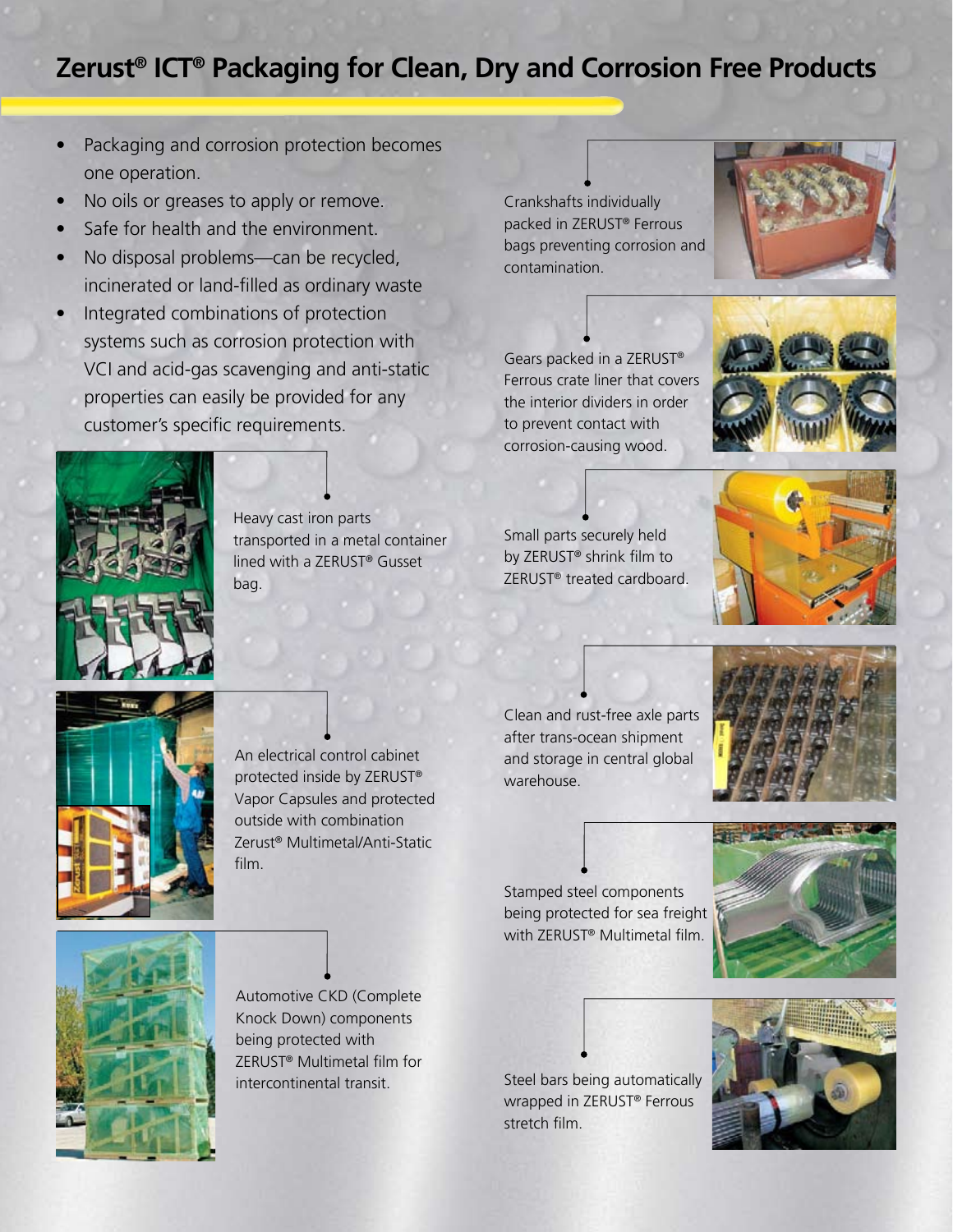## Zerust® ICT® Packaging for Clean, Dry and Corrosion Free Products

- Packaging and corrosion protection becomes one operation.
- No oils or greases to apply or remove.
- Safe for health and the environment.
- No disposal problems—can be recycled, incinerated or land-filled as ordinary waste
- Integrated combinations of protection systems such as corrosion protection with VCI and acid-gas scavenging and anti-static properties can easily be provided for any customer's specific requirements.

Heavy cast iron parts transported in a metal container lined with a ZERUST® Gusset bag.

An electrical control cabinet protected inside by ZERUST® Vapor Capsules and protected outside with combination Zerust® Multimetal/Anti-Static film.

Automotive CKD (Complete Knock Down) components being protected with ZERUST® Multimetal film for intercontinental transit.

Crankshafts individually packed in ZERUST® Ferrous bags preventing corrosion and contamination.

Gears packed in a ZERUST® Ferrous crate liner that covers the interior dividers in order to prevent contact with corrosion-causing wood.

Small parts securely held by ZERUST® shrink film to ZERUST® treated cardboard.

Clean and rust-free axle parts after trans-ocean shipment and storage in central global warehouse.

Stamped steel components being protected for sea freight with ZERUST® Multimetal film.

Steel bars being automatically wrapped in ZERUST® Ferrous stretch film.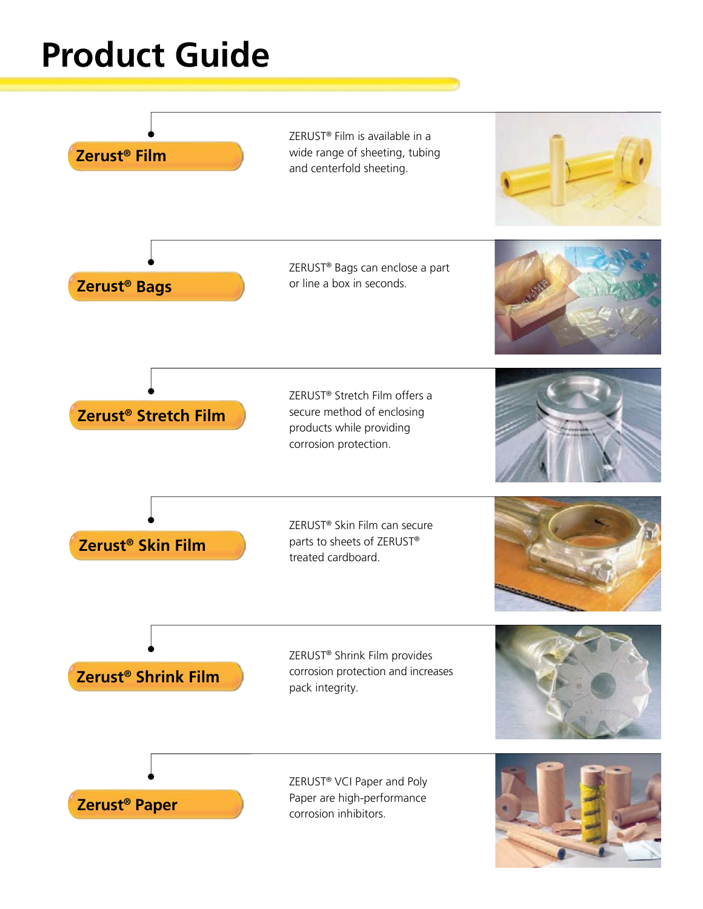# Product Guide

## Zerust® Film

ZERUST® Film is available in a wide range of sheeting, tubing and centerfold sheeting.

## Zerust® Bags

ZERUST® Bags can enclose a part or line a box in seconds.

## Zerust® Stretch Film

ZERUST® Stretch Film offers a secure method of enclosing products while providing corrosion protection.

## Zerust® Skin Film

ZERUST® Skin Film can secure parts to sheets of ZERUST® treated cardboard.

## Zerust® Shrink Film

ZERUST® Shrink Film provides corrosion protection and increases pack integrity.

## Zerust® Paper

ZERUST® VCI Paper and Poly Paper are high-performance corrosion inhibitors.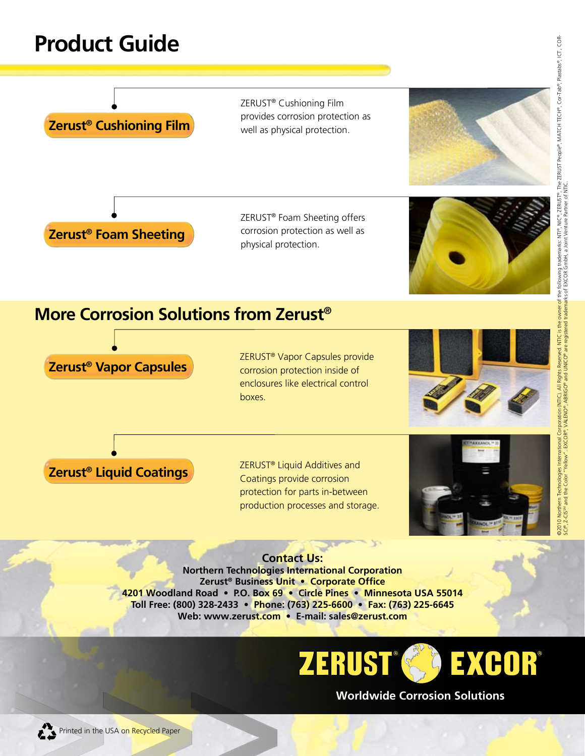# Product Guide

## Zerust® Cushioning Film

ZERUST® Cushioning Film provides corrosion protection as well as physical protection.

## Zerust® Foam Sheeting

ZERUST® Foam Sheeting offers corrosion protection as well as physical protection.

# More Corrosion Solutions from Zerust®

## Zerust® Vapor Capsules

ZERUST® Vapor Capsules provide corrosion protection inside of enclosures like electrical control boxes.

## Zerust® Liquid Coatings

ZERUST® Liquid Additives and Coatings provide corrosion protection for parts in-between production processes and storage.

**Contact Us:**
**Northern Technologies International Corporation**
**Zerust® Business Unit • Corporate Office**
**4201 Woodland Road • P.O. Box 69 • Circle Pines • Minnesota USA 55014**
**Toll Free: (800) 328-2433 • Phone: (763) 225-6600 • Fax: (763) 225-6645**
**Web: www.zerust.com • E-mail: sales@zerust.com**

ZERUST® EXCOR®

Worldwide Corrosion Solutions

Printed in the USA on Recycled Paper

©2010 Northern Technologies International Corporation (NTIC). All Rights Reserved. NTIC is the owner of the following trademarks: NTI®, NIC®, ZERUST®, The ZERUST People®, MATCH TECH®, Cor-Tab®, Plastabs®, ICT, COR-SCI®, Z-CIS℠ and the Color "Yellow". EXCOR®, VALENO®, ABRIGO® and UNICOR® are registered trademarks of EXCOR GmbH, a Joint Venture Partner of NTIC.